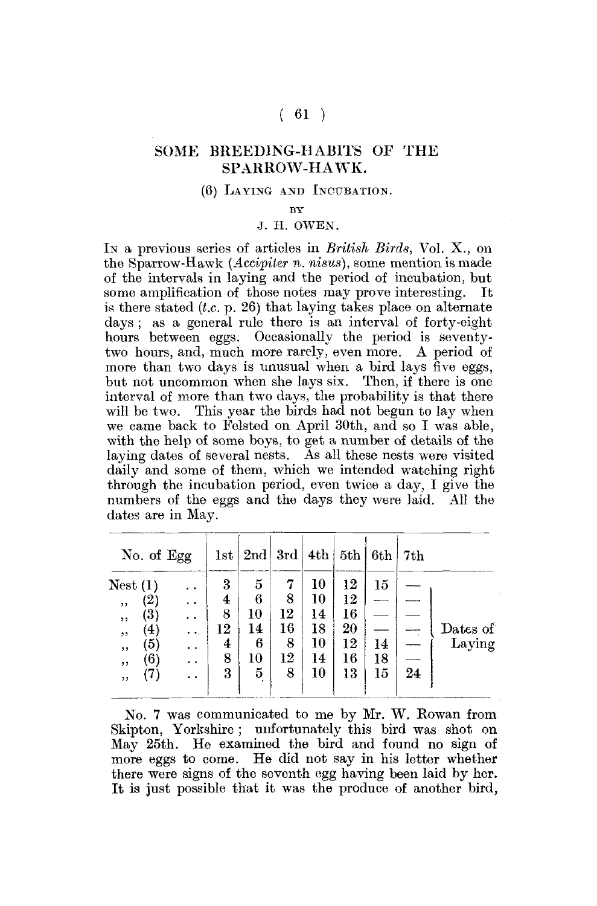# SOME BREEDING-HABITS OF THE SPARROW-HAWK.

## (6) Laying and Incubation.

BY

J. H. OWEN.

In a previous series of articles in *British Birds*, Vol. X., on the Sparrow-Hawk (*Accipiter n. nisus*), some mention is made of the intervals in laying and the period of incubation, but some amplification of those notes may prove interesting. It is there stated (*t.c.* p. 26) that laying takes place on alternate days; as a general rule there is an interval of forty-eight hours between eggs. Occasionally the period is seventy-two hours, and, much more rarely, even more. A period of more than two days is unusual when a bird lays five eggs, but not uncommon when she lays six. Then, if there is one interval of more than two days, the probability is that there will be two. This year the birds had not begun to lay when we came back to Felsted on April 30th, and so I was able, with the help of some boys, to get a number of details of the laying dates of several nests. As all these nests were visited daily and some of them, which we intended watching right through the incubation period, even twice a day, I give the numbers of the eggs and the days they were laid. All the dates are in May.

| No. of Egg | 1st | 2nd | 3rd | 4th | 5th | 6th | 7th | |
|---|---|---|---|---|---|---|---|---|
| Nest (1) .. | 3 | 5 | 7 | 10 | 12 | 15 | — | Dates of Laying |
| ,, (2) .. | 4 | 6 | 8 | 10 | 12 | — | — | |
| ,, (3) .. | 8 | 10 | 12 | 14 | 16 | — | — | |
| ,, (4) .. | 12 | 14 | 16 | 18 | 20 | — | — | |
| ,, (5) .. | 4 | 6 | 8 | 10 | 12 | 14 | — | |
| ,, (6) .. | 8 | 10 | 12 | 14 | 16 | 18 | — | |
| ,, (7) .. | 3 | 5 | 8 | 10 | 13 | 15 | 24 | |

No. 7 was communicated to me by Mr. W. Rowan from Skipton, Yorkshire; unfortunately this bird was shot on May 25th. He examined the bird and found no sign of more eggs to come. He did not say in his letter whether there were signs of the seventh egg having been laid by her. It is just possible that it was the produce of another bird,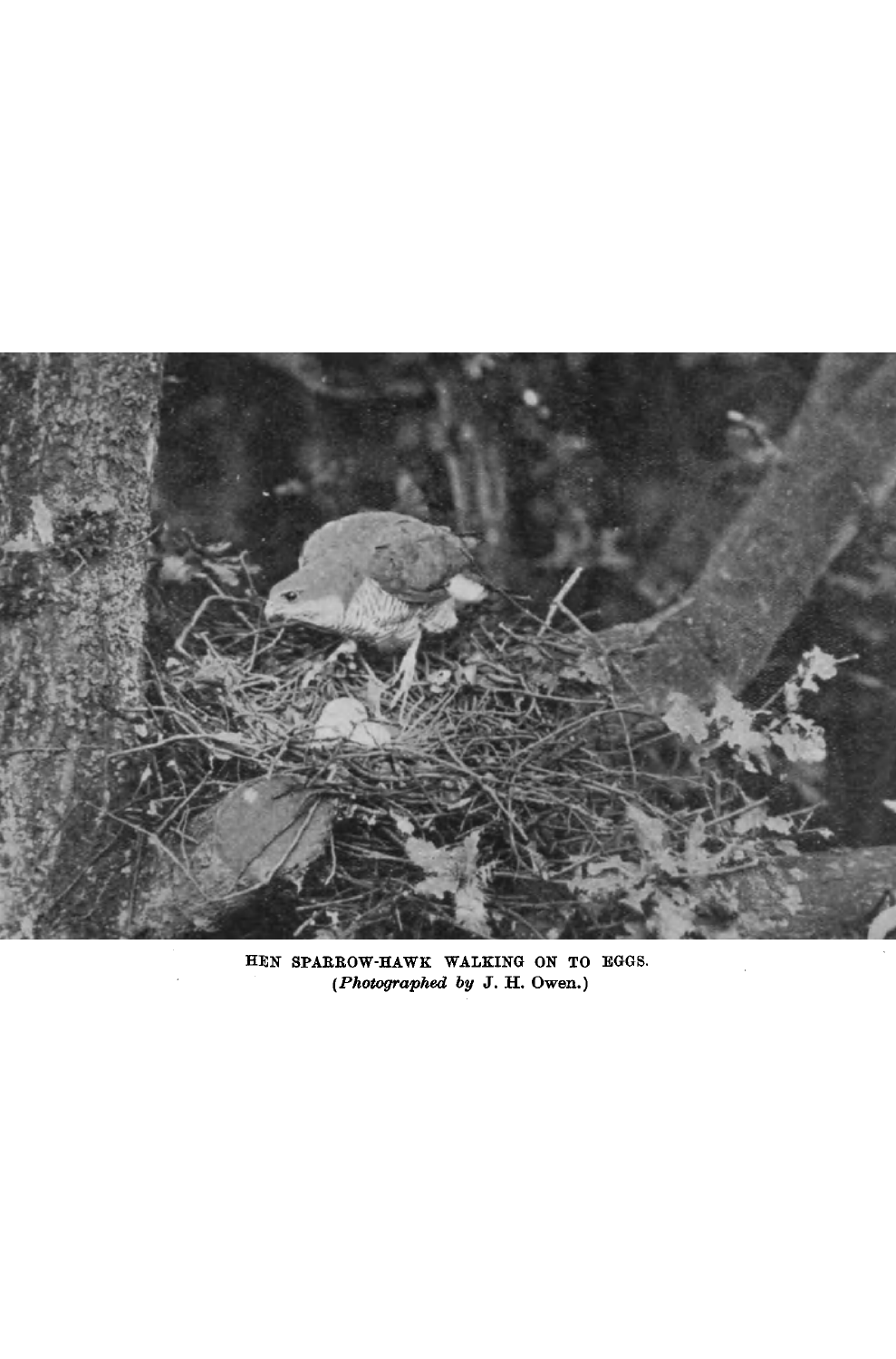HEN SPARROW-HAWK WALKING ON TO EGGS.
(*Photographed by* J. H. Owen.)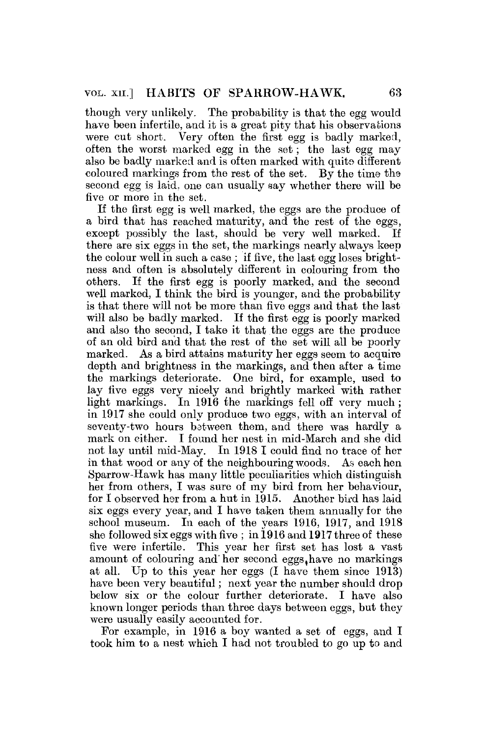though very unlikely. The probability is that the egg would have been infertile, and it is a great pity that his observations were cut short. Very often the first egg is badly marked, often the worst marked egg in the set; the last egg may also be badly marked and is often marked with quite different coloured markings from the rest of the set. By the time the second egg is laid. one can usually say whether there will be five or more in the set.

If the first egg is well marked, the eggs are the produce of a bird that has reached maturity, and the rest of the eggs, except possibly the last, should be very well marked. If there are six eggs in the set, the markings nearly always keep the colour well in such a case; if five, the last egg loses brightness and often is absolutely different in colouring from the others. If the first egg is poorly marked, and the second well marked, I think the bird is younger, and the probability is that there will not be more than five eggs and that the last will also be badly marked. If the first egg is poorly marked and also the second, I take it that the eggs are the produce of an old bird and that the rest of the set will all be poorly marked. As a bird attains maturity her eggs seem to acquire depth and brightness in the markings, and then after a time the markings deteriorate. One bird, for example, used to lay five eggs very nicely and brightly marked with rather light markings. In 1916 the markings fell off very much; in 1917 she could only produce two eggs, with an interval of seventy-two hours between them, and there was hardly a mark on either. I found her nest in mid-March and she did not lay until mid-May. In 1918 I could find no trace of her in that wood or any of the neighbouring woods. As each hen Sparrow-Hawk has many little peculiarities which distinguish her from others, I was sure of my bird from her behaviour, for I observed her from a hut in 1915. Another bird has laid six eggs every year, and I have taken them annually for the school museum. In each of the years 1916, 1917, and 1918 she followed six eggs with five; in 1916 and 1917 three of these five were infertile. This year her first set has lost a vast amount of colouring and her second eggs, have no markings at all. Up to this year her eggs (I have them since 1913) have been very beautiful; next year the number should drop below six or the colour further deteriorate. I have also known longer periods than three days between eggs, but they were usually easily accounted for.

For example, in 1916 a boy wanted a set of eggs, and I took him to a nest which I had not troubled to go up to and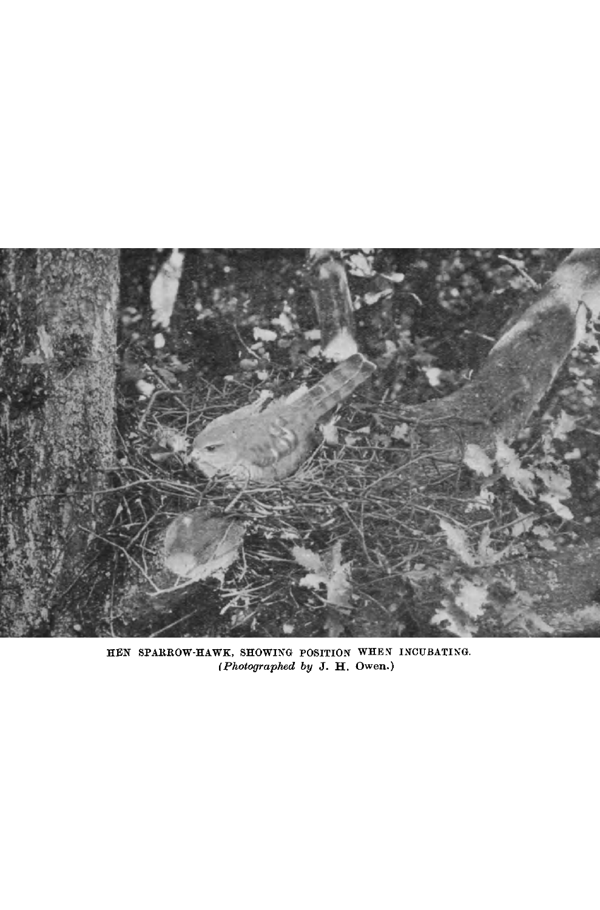HEN SPARROW-HAWK, SHOWING POSITION WHEN INCUBATING.
*(Photographed by* J. H. Owen.)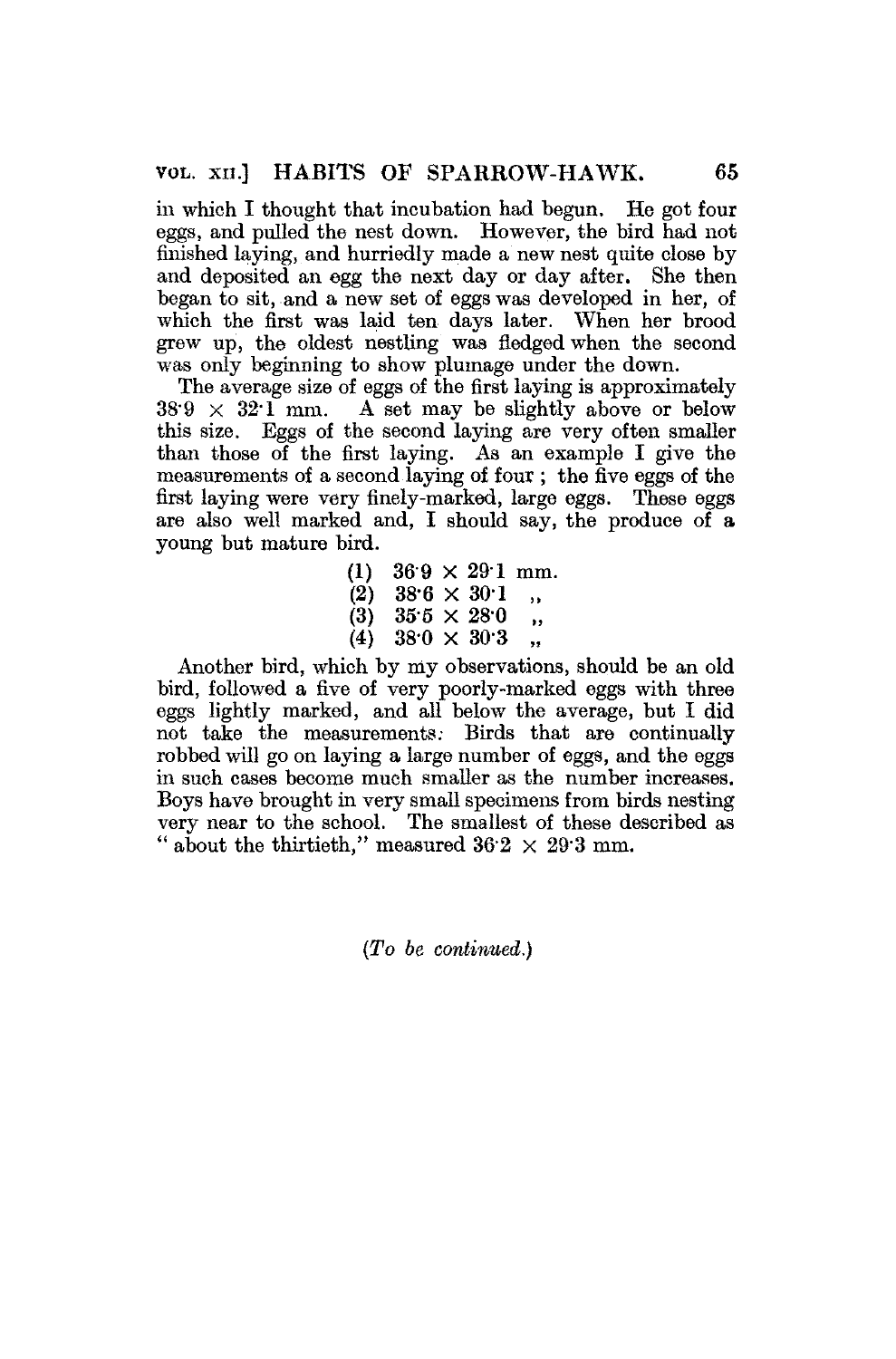in which I thought that incubation had begun. He got four eggs, and pulled the nest down. However, the bird had not finished laying, and hurriedly made a new nest quite close by and deposited an egg the next day or day after. She then began to sit, and a new set of eggs was developed in her, of which the first was laid ten days later. When her brood grew up, the oldest nestling was fledged when the second was only beginning to show plumage under the down.

The average size of eggs of the first laying is approximately 38·9 × 32·1 mm. A set may be slightly above or below this size. Eggs of the second laying are very often smaller than those of the first laying. As an example I give the measurements of a second laying of four; the five eggs of the first laying were very finely-marked, large eggs. These eggs are also well marked and, I should say, the produce of a young but mature bird.

(1) 36·9 × 29·1 mm.
(2) 38·6 × 30·1 ,,
(3) 35·5 × 28·0 ,,
(4) 38·0 × 30·3 ,,

Another bird, which by my observations, should be an old bird, followed a five of very poorly-marked eggs with three eggs lightly marked, and all below the average, but I did not take the measurements. Birds that are continually robbed will go on laying a large number of eggs, and the eggs in such cases become much smaller as the number increases. Boys have brought in very small specimens from birds nesting very near to the school. The smallest of these described as "about the thirtieth," measured 36·2 × 29·3 mm.

*(To be continued.)*